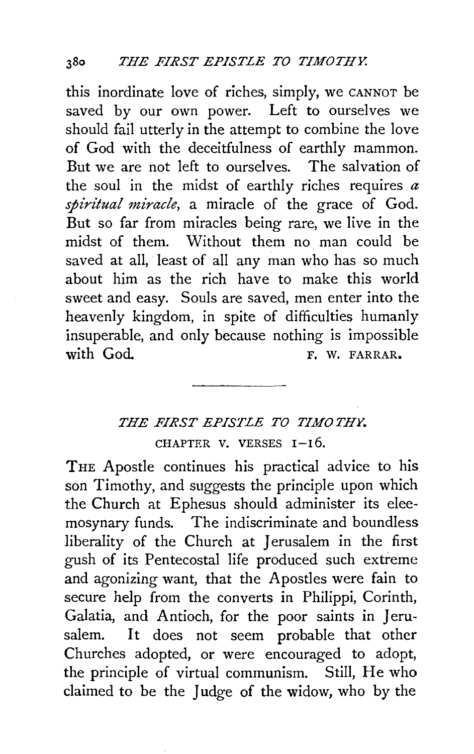this inordinate love of riches, simply, we CANNOT be saved by our own power. Left to ourselves we should fail utterly in the attempt to combine the love of God with the deceitfulness of earthly mammon. But we are not left to ourselves. The salvation of the soul in the midst of earthly riches requires *a spiritual miracle*, a miracle of the grace of God. But so far from miracles being rare, we live in the midst of them. Without them no man could be saved at all, least of all any man who has so much about him as the rich have to make this world sweet and easy. Souls are saved, men enter into the heavenly kingdom, in spite of difficulties humanly insuperable, and only because nothing is impossible with God.

F. W. FARRAR.

## *THE FIRST EPISTLE TO TIMOTHY.*

### CHAPTER V. VERSES 1–16.

THE Apostle continues his practical advice to his son Timothy, and suggests the principle upon which the Church at Ephesus should administer its eleemosynary funds. The indiscriminate and boundless liberality of the Church at Jerusalem in the first gush of its Pentecostal life produced such extreme and agonizing want, that the Apostles were fain to secure help from the converts in Philippi, Corinth, Galatia, and Antioch, for the poor saints in Jerusalem. It does not seem probable that other Churches adopted, or were encouraged to adopt, the principle of virtual communism. Still, He who claimed to be the Judge of the widow, who by the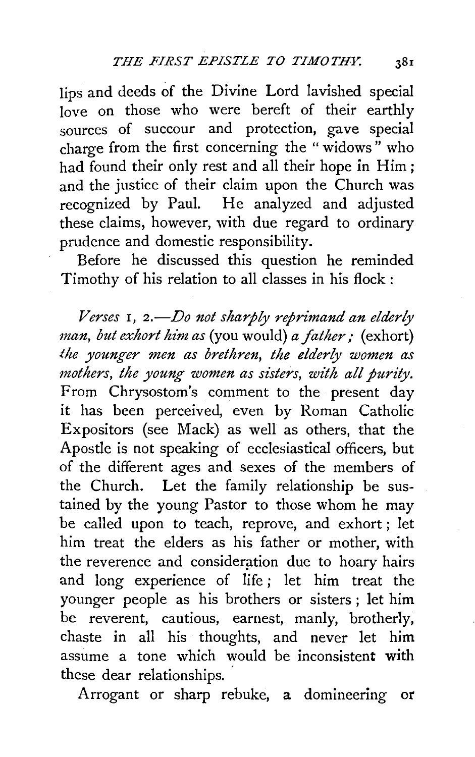lips and deeds of the Divine Lord lavished special love on those who were bereft of their earthly sources of succour and protection, gave special charge from the first concerning the "widows" who had found their only rest and all their hope in Him; and the justice of their claim upon the Church was recognized by Paul. He analyzed and adjusted these claims, however, with due regard to ordinary prudence and domestic responsibility.

Before he discussed this question he reminded Timothy of his relation to all classes in his flock:

*Verses* 1, 2.—*Do not sharply reprimand an elderly man, but exhort him as* (you would) *a father;* (exhort) *the younger men as brethren, the elderly women as mothers, the young women as sisters, with all purity.* From Chrysostom's comment to the present day it has been perceived, even by Roman Catholic Expositors (see Mack) as well as others, that the Apostle is not speaking of ecclesiastical officers, but of the different ages and sexes of the members of the Church. Let the family relationship be sustained by the young Pastor to those whom he may be called upon to teach, reprove, and exhort; let him treat the elders as his father or mother, with the reverence and consideration due to hoary hairs and long experience of life; let him treat the younger people as his brothers or sisters; let him be reverent, cautious, earnest, manly, brotherly, chaste in all his thoughts, and never let him assume a tone which would be inconsistent with these dear relationships.

Arrogant or sharp rebuke, a domineering or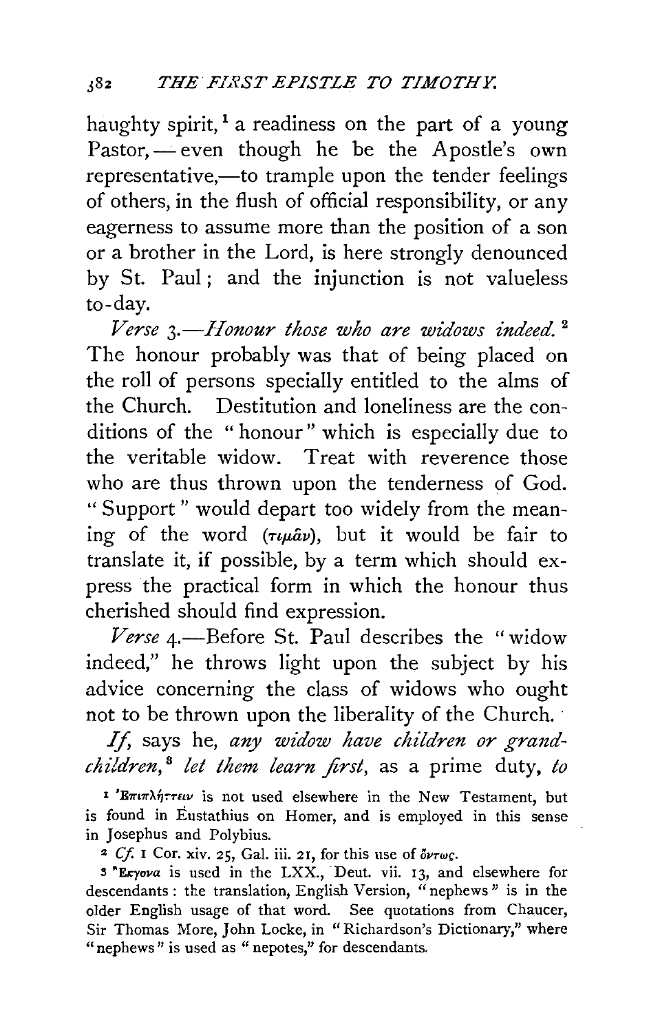haughty spirit,[1] a readiness on the part of a young Pastor,—even though he be the Apostle's own representative,—to trample upon the tender feelings of others, in the flush of official responsibility, or any eagerness to assume more than the position of a son or a brother in the Lord, is here strongly denounced by St. Paul; and the injunction is not valueless to-day.

*Verse* 3.—*Honour those who are widows indeed.*[2] The honour probably was that of being placed on the roll of persons specially entitled to the alms of the Church. Destitution and loneliness are the conditions of the "honour" which is especially due to the veritable widow. Treat with reverence those who are thus thrown upon the tenderness of God. "Support" would depart too widely from the meaning of the word (τιμᾶν), but it would be fair to translate it, if possible, by a term which should express the practical form in which the honour thus cherished should find expression.

*Verse* 4.—Before St. Paul describes the "widow indeed," he throws light upon the subject by his advice concerning the class of widows who ought not to be thrown upon the liberality of the Church.

*If*, says he, *any widow have children or grandchildren,*[3] *let them learn first*, as a prime duty, *to*

[1] Ἐπιπλήττειν is not used elsewhere in the New Testament, but is found in Eustathius on Homer, and is employed in this sense in Josephus and Polybius.

[2] *Cf.* 1 Cor. xiv. 25, Gal. iii. 21, for this use of ὄντως.

[3] Ἔκγονα is used in the LXX., Deut. vii. 13, and elsewhere for descendants: the translation, English Version, "nephews" is in the older English usage of that word. See quotations from Chaucer, Sir Thomas More, John Locke, in "Richardson's Dictionary," where "nephews" is used as "nepotes," for descendants.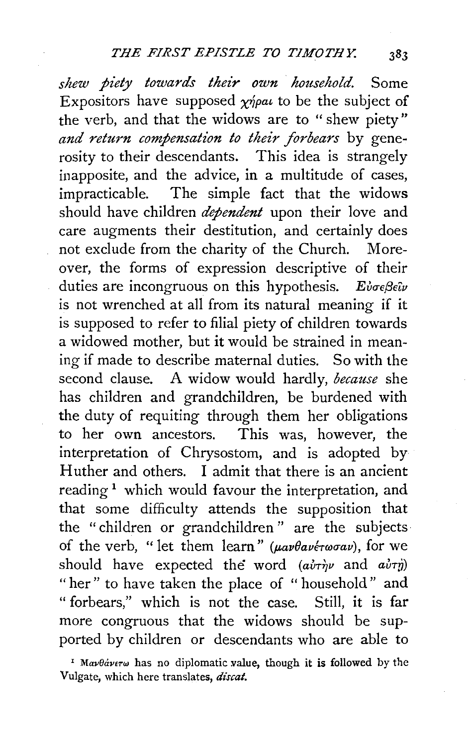*shew piety towards their own household.* Some Expositors have supposed χῆραι to be the subject of the verb, and that the widows are to "shew piety" *and return compensation to their forbears* by generosity to their descendants. This idea is strangely inapposite, and the advice, in a multitude of cases, impracticable. The simple fact that the widows should have children *dependent* upon their love and care augments their destitution, and certainly does not exclude from the charity of the Church. Moreover, the forms of expression descriptive of their duties are incongruous on this hypothesis. *Εὐσεβεῖν* is not wrenched at all from its natural meaning if it is supposed to refer to filial piety of children towards a widowed mother, but it would be strained in meaning if made to describe maternal duties. So with the second clause. A widow would hardly, *because* she has children and grandchildren, be burdened with the duty of requiting through them her obligations to her own ancestors. This was, however, the interpretation of Chrysostom, and is adopted by Huther and others. I admit that there is an ancient reading[1] which would favour the interpretation, and that some difficulty attends the supposition that the "children or grandchildren" are the subjects of the verb, "let them learn" (μανθανέτωσαν), for we should have expected the word (αὐτὴν and αὐτῇ) "her" to have taken the place of "household" and "forbears," which is not the case. Still, it is far more congruous that the widows should be supported by children or descendants who are able to

[1] Μανθανέτω has no diplomatic value, though it is followed by the Vulgate, which here translates, *discat.*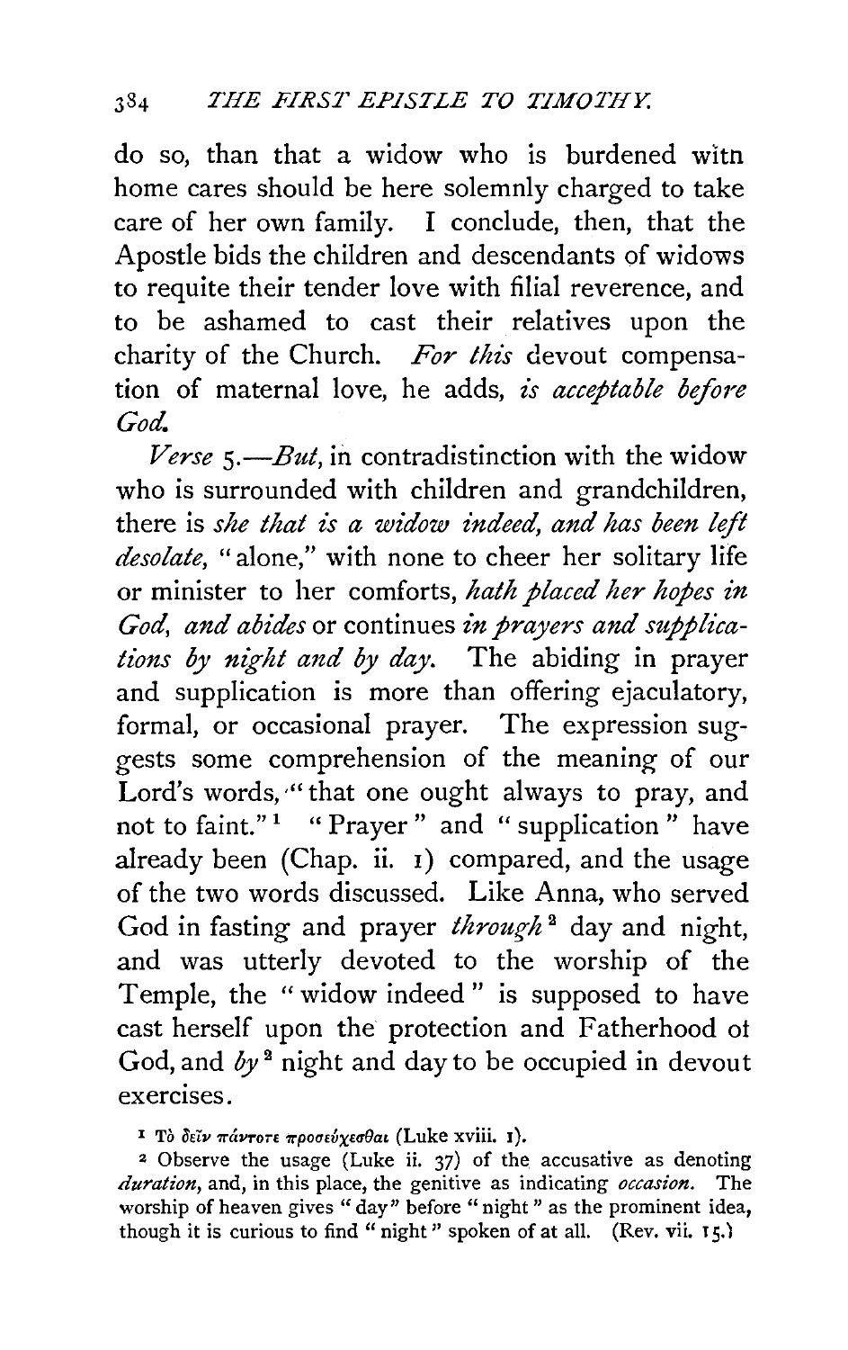do so, than that a widow who is burdened witn home cares should be here solemnly charged to take care of her own family. I conclude, then, that the Apostle bids the children and descendants of widows to requite their tender love with filial reverence, and to be ashamed to cast their relatives upon the charity of the Church. *For this* devout compensation of maternal love, he adds, *is acceptable before God.*

*Verse* 5.—*But*, in contradistinction with the widow who is surrounded with children and grandchildren, there is *she that is a widow indeed, and has been left desolate*, "alone," with none to cheer her solitary life or minister to her comforts, *hath placed her hopes in God, and abides* or continues *in prayers and supplications by night and by day.* The abiding in prayer and supplication is more than offering ejaculatory, formal, or occasional prayer. The expression suggests some comprehension of the meaning of our Lord's words, "that one ought always to pray, and not to faint."[1] "Prayer" and "supplication" have already been (Chap. ii. 1) compared, and the usage of the two words discussed. Like Anna, who served God in fasting and prayer *through*[2] day and night, and was utterly devoted to the worship of the Temple, the "widow indeed" is supposed to have cast herself upon the protection and Fatherhood of God, and *by*[2] night and day to be occupied in devout exercises.

[1] Τὸ δεῖν πάντοτε προσεύχεσθαι (Luke xviii. 1).

[2] Observe the usage (Luke ii. 37) of the accusative as denoting *duration*, and, in this place, the genitive as indicating *occasion*. The worship of heaven gives "day" before "night" as the prominent idea, though it is curious to find "night" spoken of at all. (Rev. vii. 15.)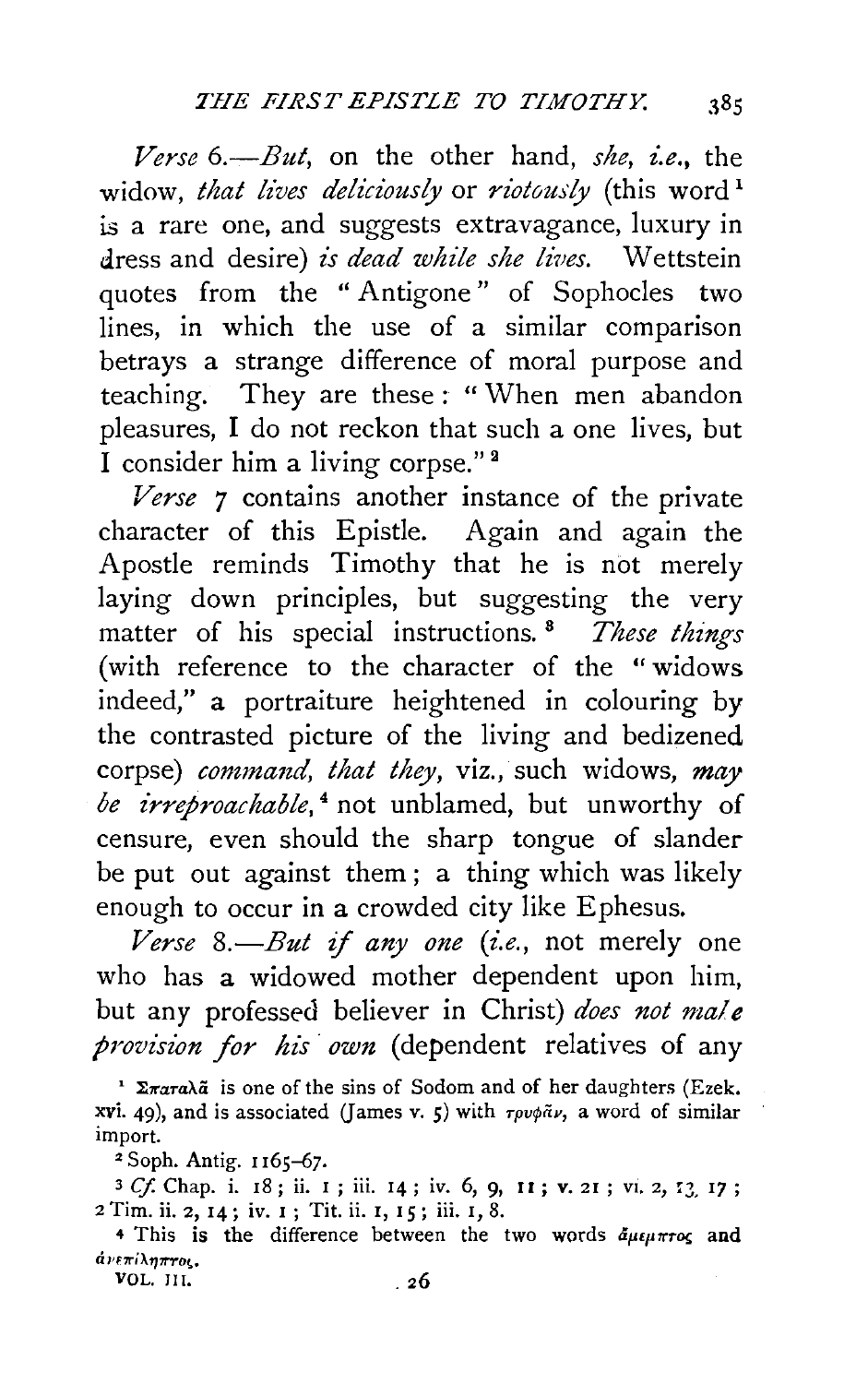*Verse* 6.—*But*, on the other hand, *she*, *i.e.*, the widow, *that lives deliciously* or *riotously* (this word[1] is a rare one, and suggests extravagance, luxury in dress and desire) *is dead while she lives.* Wettstein quotes from the "Antigone" of Sophocles two lines, in which the use of a similar comparison betrays a strange difference of moral purpose and teaching. They are these: "When men abandon pleasures, I do not reckon that such a one lives, but I consider him a living corpse."[2]

*Verse* 7 contains another instance of the private character of this Epistle. Again and again the Apostle reminds Timothy that he is not merely laying down principles, but suggesting the very matter of his special instructions.[3] *These things* (with reference to the character of the "widows indeed," a portraiture heightened in colouring by the contrasted picture of the living and bedizened corpse) *command, that they*, viz., such widows, *may be irreproachable*,[4] not unblamed, but unworthy of censure, even should the sharp tongue of slander be put out against them; a thing which was likely enough to occur in a crowded city like Ephesus.

*Verse* 8.—*But if any one* (*i.e.*, not merely one who has a widowed mother dependent upon him, but any professed believer in Christ) *does not make provision for his own* (dependent relatives of any

[1] Σπαταλᾶ is one of the sins of Sodom and of her daughters (Ezek. xvi. 49), and is associated (James v. 5) with τρυφᾶν, a word of similar import.

[2] Soph. Antig. 1165–67.

[3] *Cf.* Chap. i. 18; ii. 1; iii. 14; iv. 6, 9, 11; v. 21; vi. 2, 13, 17; 2 Tim. ii. 2, 14; iv. 1; Tit. ii. 1, 15; iii. 1, 8.

[4] This is the difference between the two words ἄμεμπτος and ἀνεπίληπτος.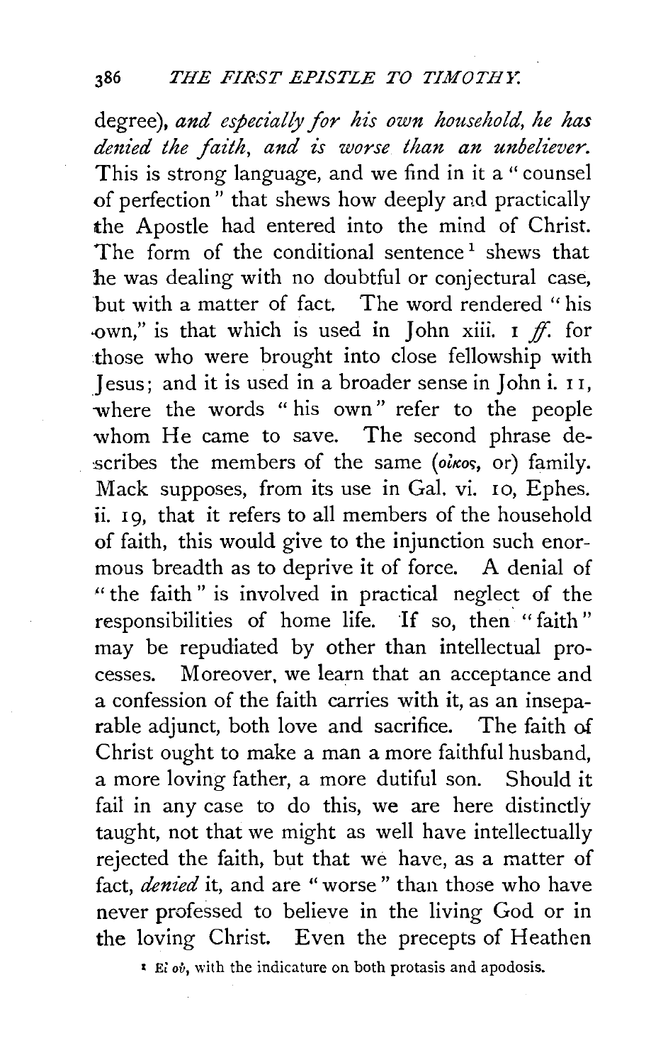degree), *and especially for his own household, he has denied the faith, and is worse than an unbeliever.* This is strong language, and we find in it a "counsel of perfection" that shews how deeply and practically the Apostle had entered into the mind of Christ. The form of the conditional sentence[1] shews that he was dealing with no doubtful or conjectural case, but with a matter of fact. The word rendered "his own," is that which is used in John xiii. 1 *ff.* for those who were brought into close fellowship with Jesus; and it is used in a broader sense in John i. 11, where the words "his own" refer to the people whom He came to save. The second phrase describes the members of the same (οἶκος, or) family. Mack supposes, from its use in Gal. vi. 10, Ephes. ii. 19, that it refers to all members of the household of faith, this would give to the injunction such enormous breadth as to deprive it of force. A denial of "the faith" is involved in practical neglect of the responsibilities of home life. If so, then "faith" may be repudiated by other than intellectual processes. Moreover, we learn that an acceptance and a confession of the faith carries with it, as an inseparable adjunct, both love and sacrifice. The faith of Christ ought to make a man a more faithful husband, a more loving father, a more dutiful son. Should it fail in any case to do this, we are here distinctly taught, not that we might as well have intellectually rejected the faith, but that we have, as a matter of fact, *denied* it, and are "worse" than those who have never professed to believe in the living God or in the loving Christ. Even the precepts of Heathen

[1] Εἰ οὐ, with the indicature on both protasis and apodosis.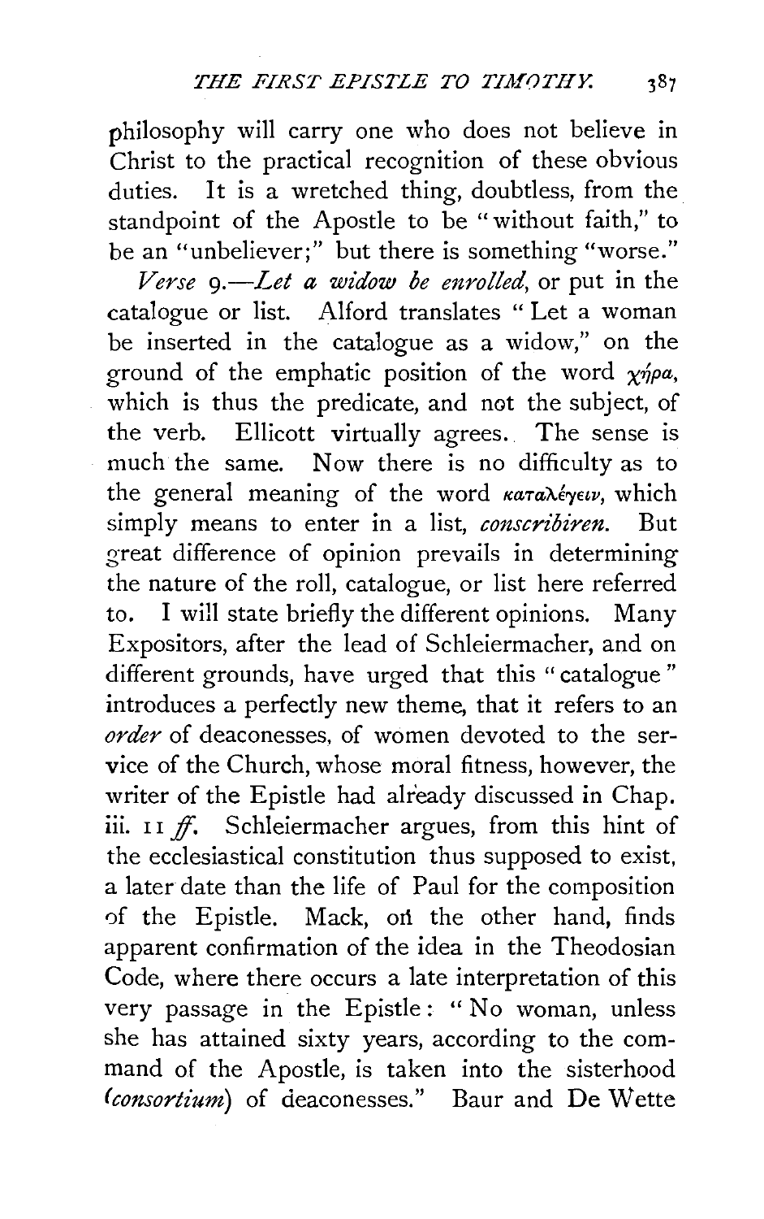philosophy will carry one who does not believe in Christ to the practical recognition of these obvious duties. It is a wretched thing, doubtless, from the standpoint of the Apostle to be "without faith," to be an "unbeliever;" but there is something "worse."

*Verse* 9.—*Let a widow be enrolled*, or put in the catalogue or list. Alford translates "Let a woman be inserted in the catalogue as a widow," on the ground of the emphatic position of the word χήρα, which is thus the predicate, and not the subject, of the verb. Ellicott virtually agrees. The sense is much the same. Now there is no difficulty as to the general meaning of the word καταλέγειν, which simply means to enter in a list, *conscribiren*. But great difference of opinion prevails in determining the nature of the roll, catalogue, or list here referred to. I will state briefly the different opinions. Many Expositors, after the lead of Schleiermacher, and on different grounds, have urged that this "catalogue" introduces a perfectly new theme, that it refers to an *order* of deaconesses, of women devoted to the service of the Church, whose moral fitness, however, the writer of the Epistle had already discussed in Chap. iii. 11 *ff*. Schleiermacher argues, from this hint of the ecclesiastical constitution thus supposed to exist, a later date than the life of Paul for the composition of the Epistle. Mack, on the other hand, finds apparent confirmation of the idea in the Theodosian Code, where there occurs a late interpretation of this very passage in the Epistle: "No woman, unless she has attained sixty years, according to the command of the Apostle, is taken into the sisterhood (*consortium*) of deaconesses." Baur and De Wette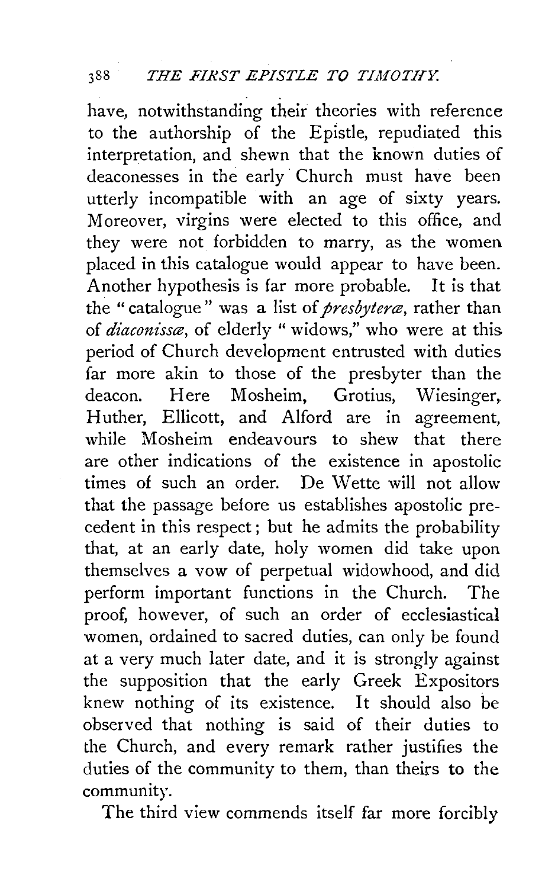have, notwithstanding their theories with reference to the authorship of the Epistle, repudiated this interpretation, and shewn that the known duties of deaconesses in the early Church must have been utterly incompatible with an age of sixty years. Moreover, virgins were elected to this office, and they were not forbidden to marry, as the women placed in this catalogue would appear to have been. Another hypothesis is far more probable. It is that the "catalogue" was a list of *presbyteræ*, rather than of *diaconissæ*, of elderly "widows," who were at this period of Church development entrusted with duties far more akin to those of the presbyter than the deacon. Here Mosheim, Grotius, Wiesinger, Huther, Ellicott, and Alford are in agreement, while Mosheim endeavours to shew that there are other indications of the existence in apostolic times of such an order. De Wette will not allow that the passage before us establishes apostolic precedent in this respect; but he admits the probability that, at an early date, holy women did take upon themselves a vow of perpetual widowhood, and did perform important functions in the Church. The proof, however, of such an order of ecclesiastical women, ordained to sacred duties, can only be found at a very much later date, and it is strongly against the supposition that the early Greek Expositors knew nothing of its existence. It should also be observed that nothing is said of their duties to the Church, and every remark rather justifies the duties of the community to them, than theirs to the community.

The third view commends itself far more forcibly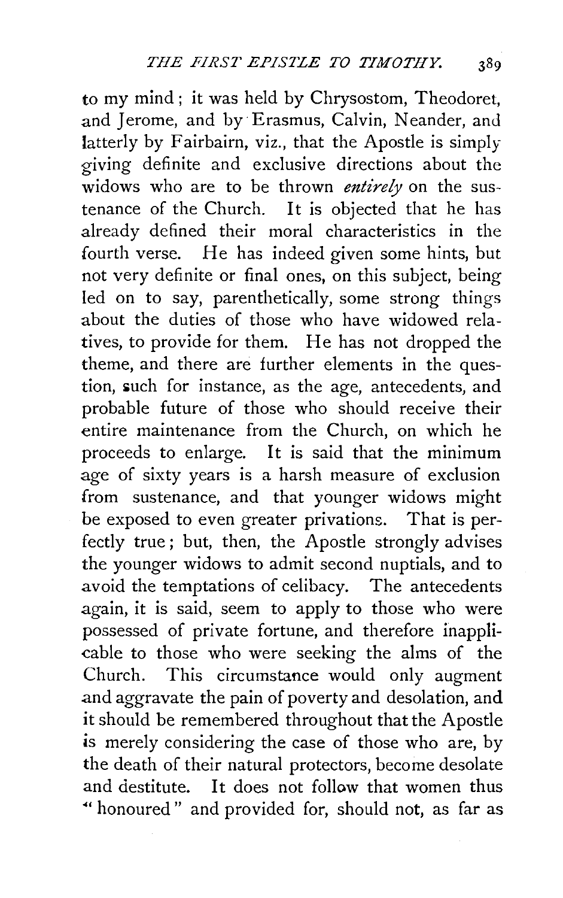to my mind; it was held by Chrysostom, Theodoret, and Jerome, and by Erasmus, Calvin, Neander, and latterly by Fairbairn, viz., that the Apostle is simply giving definite and exclusive directions about the widows who are to be thrown *entirely* on the sustenance of the Church. It is objected that he has already defined their moral characteristics in the fourth verse. He has indeed given some hints, but not very definite or final ones, on this subject, being led on to say, parenthetically, some strong things about the duties of those who have widowed relatives, to provide for them. He has not dropped the theme, and there are further elements in the question, such for instance, as the age, antecedents, and probable future of those who should receive their entire maintenance from the Church, on which he proceeds to enlarge. It is said that the minimum age of sixty years is a harsh measure of exclusion from sustenance, and that younger widows might be exposed to even greater privations. That is perfectly true; but, then, the Apostle strongly advises the younger widows to admit second nuptials, and to avoid the temptations of celibacy. The antecedents again, it is said, seem to apply to those who were possessed of private fortune, and therefore inapplicable to those who were seeking the alms of the Church. This circumstance would only augment and aggravate the pain of poverty and desolation, and it should be remembered throughout that the Apostle is merely considering the case of those who are, by the death of their natural protectors, become desolate and destitute. It does not follow that women thus "honoured" and provided for, should not, as far as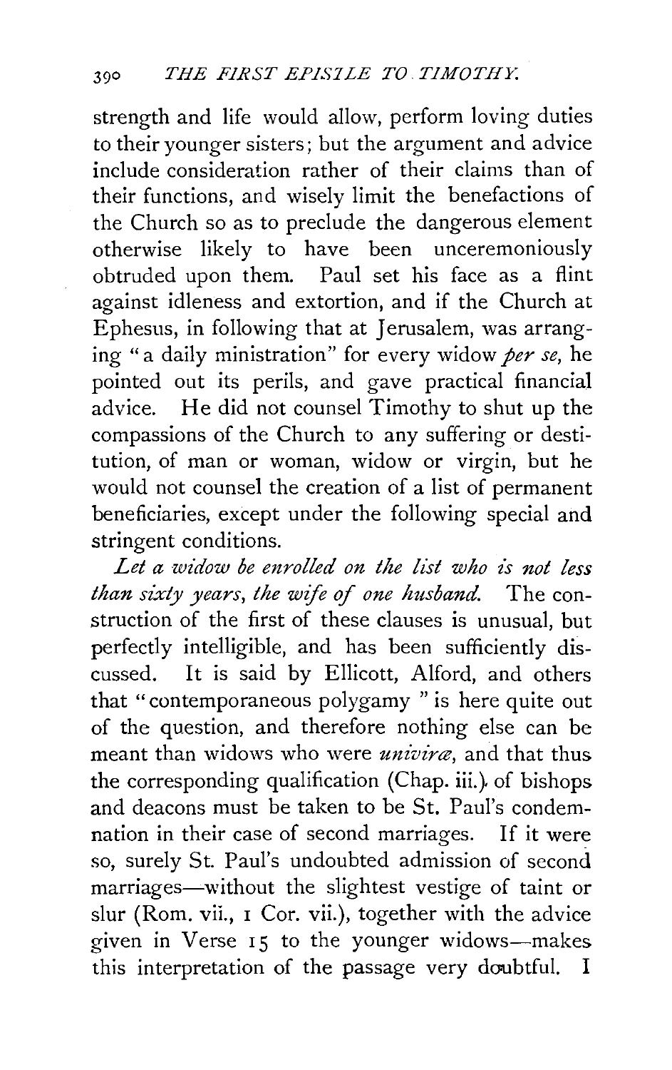strength and life would allow, perform loving duties to their younger sisters; but the argument and advice include consideration rather of their claims than of their functions, and wisely limit the benefactions of the Church so as to preclude the dangerous element otherwise likely to have been unceremoniously obtruded upon them. Paul set his face as a flint against idleness and extortion, and if the Church at Ephesus, in following that at Jerusalem, was arranging "a daily ministration" for every widow *per se*, he pointed out its perils, and gave practical financial advice. He did not counsel Timothy to shut up the compassions of the Church to any suffering or destitution, of man or woman, widow or virgin, but he would not counsel the creation of a list of permanent beneficiaries, except under the following special and stringent conditions.

*Let a widow be enrolled on the list who is not less than sixty years, the wife of one husband.* The construction of the first of these clauses is unusual, but perfectly intelligible, and has been sufficiently discussed. It is said by Ellicott, Alford, and others that "contemporaneous polygamy" is here quite out of the question, and therefore nothing else can be meant than widows who were *univiræ*, and that thus the corresponding qualification (Chap. iii.) of bishops and deacons must be taken to be St. Paul's condemnation in their case of second marriages. If it were so, surely St. Paul's undoubted admission of second marriages—without the slightest vestige of taint or slur (Rom. vii., 1 Cor. vii.), together with the advice given in Verse 15 to the younger widows—makes this interpretation of the passage very doubtful. I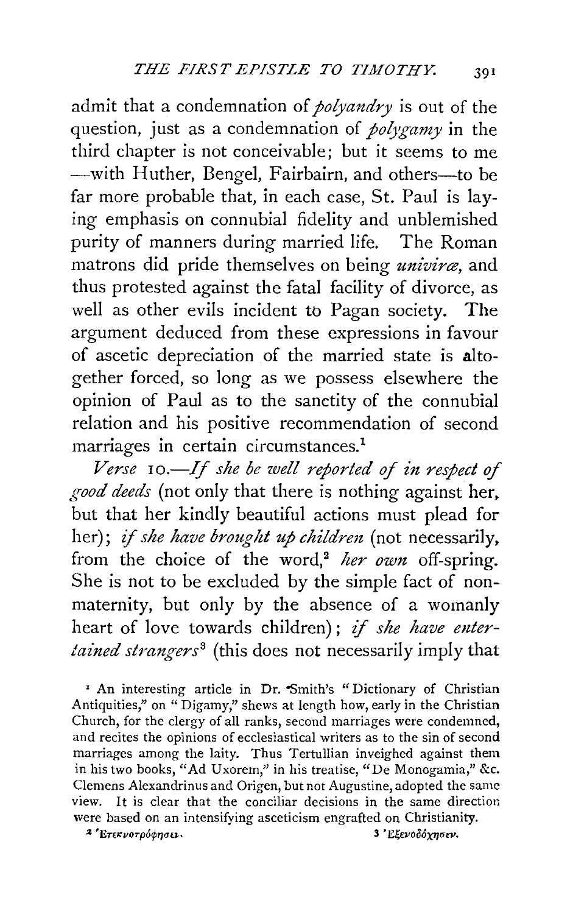admit that a condemnation of *polyandry* is out of the question, just as a condemnation of *polygamy* in the third chapter is not conceivable; but it seems to me —with Huther, Bengel, Fairbairn, and others—to be far more probable that, in each case, St. Paul is laying emphasis on connubial fidelity and unblemished purity of manners during married life. The Roman matrons did pride themselves on being *univiræ*, and thus protested against the fatal facility of divorce, as well as other evils incident to Pagan society. The argument deduced from these expressions in favour of ascetic depreciation of the married state is altogether forced, so long as we possess elsewhere the opinion of Paul as to the sanctity of the connubial relation and his positive recommendation of second marriages in certain circumstances.[1]

*Verse* 10.—*If she be well reported of in respect of good deeds* (not only that there is nothing against her, but that her kindly beautiful actions must plead for her); *if she have brought up children* (not necessarily, from the choice of the word,[2] *her own* off-spring. She is not to be excluded by the simple fact of non-maternity, but only by the absence of a womanly heart of love towards children); *if she have entertained strangers*[3] (this does not necessarily imply that

[1] An interesting article in Dr. Smith's "Dictionary of Christian Antiquities," on "Digamy," shews at length how, early in the Christian Church, for the clergy of all ranks, second marriages were condemned, and recites the opinions of ecclesiastical writers as to the sin of second marriages among the laity. Thus Tertullian inveighed against them in his two books, "Ad Uxorem," in his treatise, "De Monogamia," &c. Clemens Alexandrinus and Origen, but not Augustine, adopted the same view. It is clear that the conciliar decisions in the same direction were based on an intensifying asceticism engrafted on Christianity.

[2] Ἐτεκνοτρόφησε.

[3] Ἐξενοδόχησεν.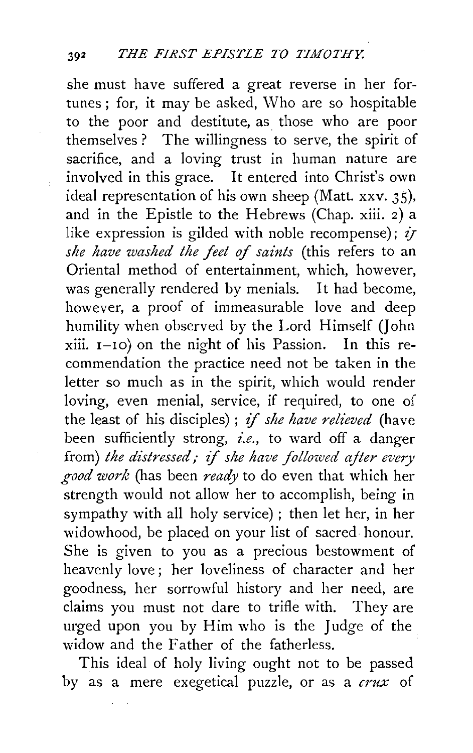she must have suffered a great reverse in her fortunes; for, it may be asked, Who are so hospitable to the poor and destitute, as those who are poor themselves? The willingness to serve, the spirit of sacrifice, and a loving trust in human nature are involved in this grace. It entered into Christ's own ideal representation of his own sheep (Matt. xxv. 35), and in the Epistle to the Hebrews (Chap. xiii. 2) a like expression is gilded with noble recompense); *if she have washed the feet of saints* (this refers to an Oriental method of entertainment, which, however, was generally rendered by menials. It had become, however, a proof of immeasurable love and deep humility when observed by the Lord Himself (John xiii. 1–10) on the night of his Passion. In this recommendation the practice need not be taken in the letter so much as in the spirit, which would render loving, even menial, service, if required, to one of the least of his disciples); *if she have relieved* (have been sufficiently strong, *i.e.*, to ward off a danger from) *the distressed; if she have followed after every good work* (has been *ready* to do even that which her strength would not allow her to accomplish, being in sympathy with all holy service); then let her, in her widowhood, be placed on your list of sacred honour. She is given to you as a precious bestowment of heavenly love; her loveliness of character and her goodness, her sorrowful history and her need, are claims you must not dare to trifle with. They are urged upon you by Him who is the Judge of the widow and the Father of the fatherless.

This ideal of holy living ought not to be passed by as a mere exegetical puzzle, or as a *crux* of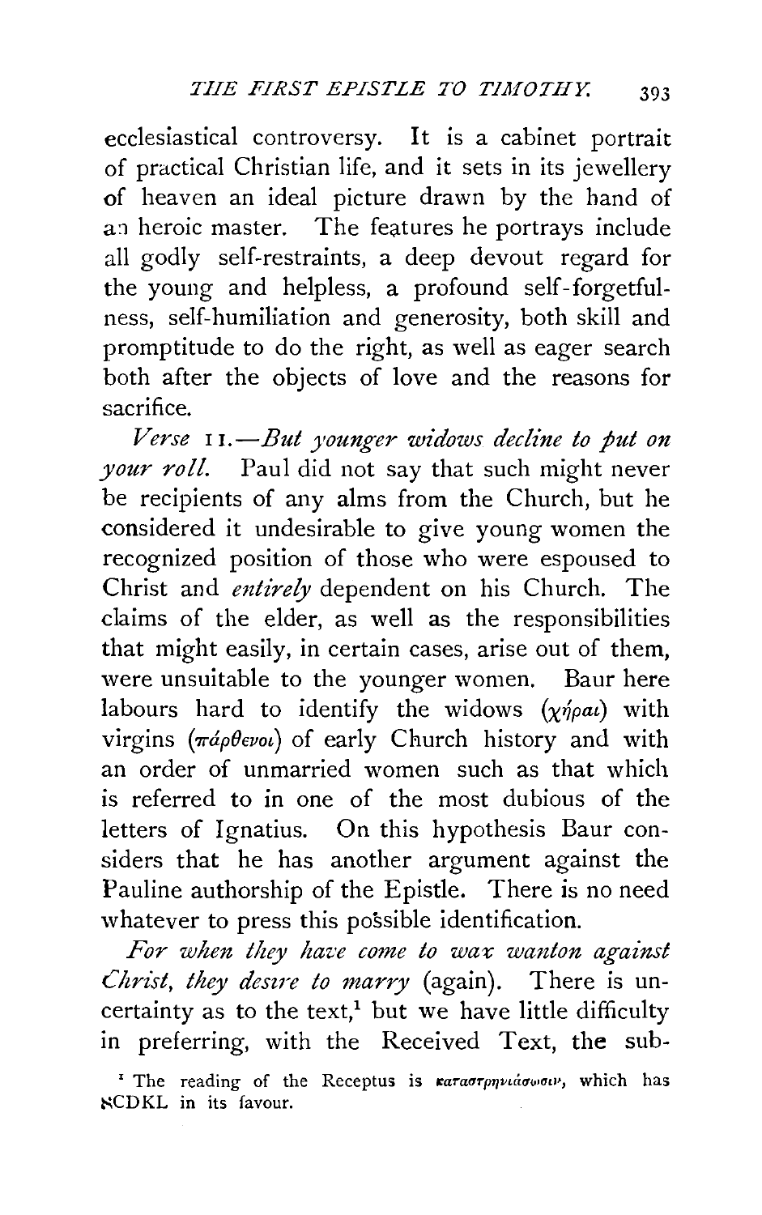ecclesiastical controversy. It is a cabinet portrait of practical Christian life, and it sets in its jewellery of heaven an ideal picture drawn by the hand of an heroic master. The features he portrays include all godly self-restraints, a deep devout regard for the young and helpless, a profound self-forgetfulness, self-humiliation and generosity, both skill and promptitude to do the right, as well as eager search both after the objects of love and the reasons for sacrifice.

*Verse* 11.—*But younger widows decline to put on your roll.* Paul did not say that such might never be recipients of any alms from the Church, but he considered it undesirable to give young women the recognized position of those who were espoused to Christ and *entirely* dependent on his Church. The claims of the elder, as well as the responsibilities that might easily, in certain cases, arise out of them, were unsuitable to the younger women. Baur here labours hard to identify the widows (χῆραι) with virgins (πάρθενοι) of early Church history and with an order of unmarried women such as that which is referred to in one of the most dubious of the letters of Ignatius. On this hypothesis Baur considers that he has another argument against the Pauline authorship of the Epistle. There is no need whatever to press this possible identification.

*For when they have come to wax wanton against Christ, they desire to marry* (again). There is uncertainty as to the text,[1] but we have little difficulty in preferring, with the Received Text, the sub-

[1] The reading of the Receptus is καταστρηνιάσωσιν, which has ℵCDKL in its favour.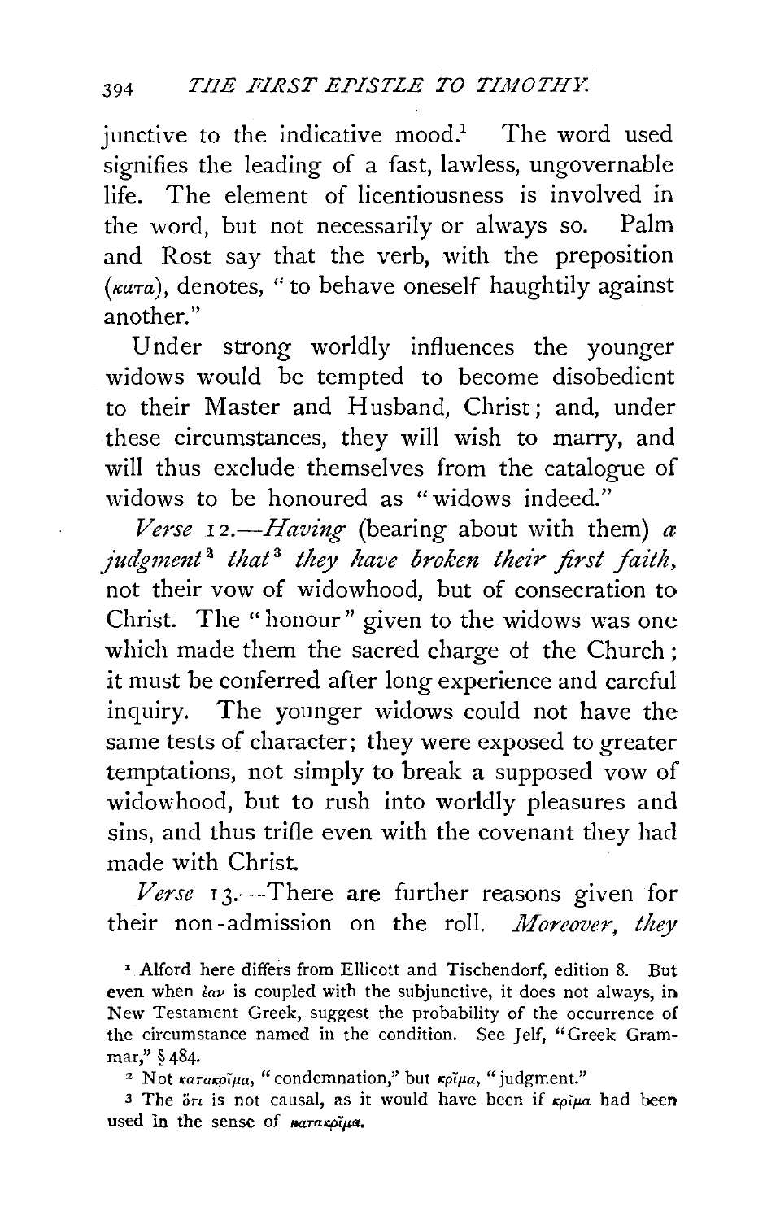junctive to the indicative mood.[1] The word used signifies the leading of a fast, lawless, ungovernable life. The element of licentiousness is involved in the word, but not necessarily or always so. Palm and Rost say that the verb, with the preposition (κατα), denotes, "to behave oneself haughtily against another."

Under strong worldly influences the younger widows would be tempted to become disobedient to their Master and Husband, Christ; and, under these circumstances, they will wish to marry, and will thus exclude themselves from the catalogue of widows to be honoured as "widows indeed."

*Verse* 12.—*Having* (bearing about with them) *a judgment*[2] *that*[3] *they have broken their first faith*, not their vow of widowhood, but of consecration to Christ. The "honour" given to the widows was one which made them the sacred charge of the Church; it must be conferred after long experience and careful inquiry. The younger widows could not have the same tests of character; they were exposed to greater temptations, not simply to break a supposed vow of widowhood, but to rush into worldly pleasures and sins, and thus trifle even with the covenant they had made with Christ.

*Verse* 13.—There are further reasons given for their non-admission on the roll. *Moreover, they*

[1] Alford here differs from Ellicott and Tischendorf, edition 8. But even when ἐαν is coupled with the subjunctive, it does not always, in New Testament Greek, suggest the probability of the occurrence of the circumstance named in the condition. See Jelf, "Greek Grammar," § 484.

[2] Not κατακρῖμα, "condemnation," but κρῖμα, "judgment."

[3] The ὅτι is not causal, as it would have been if κρῖμα had been used in the sense of κατακρῖμα.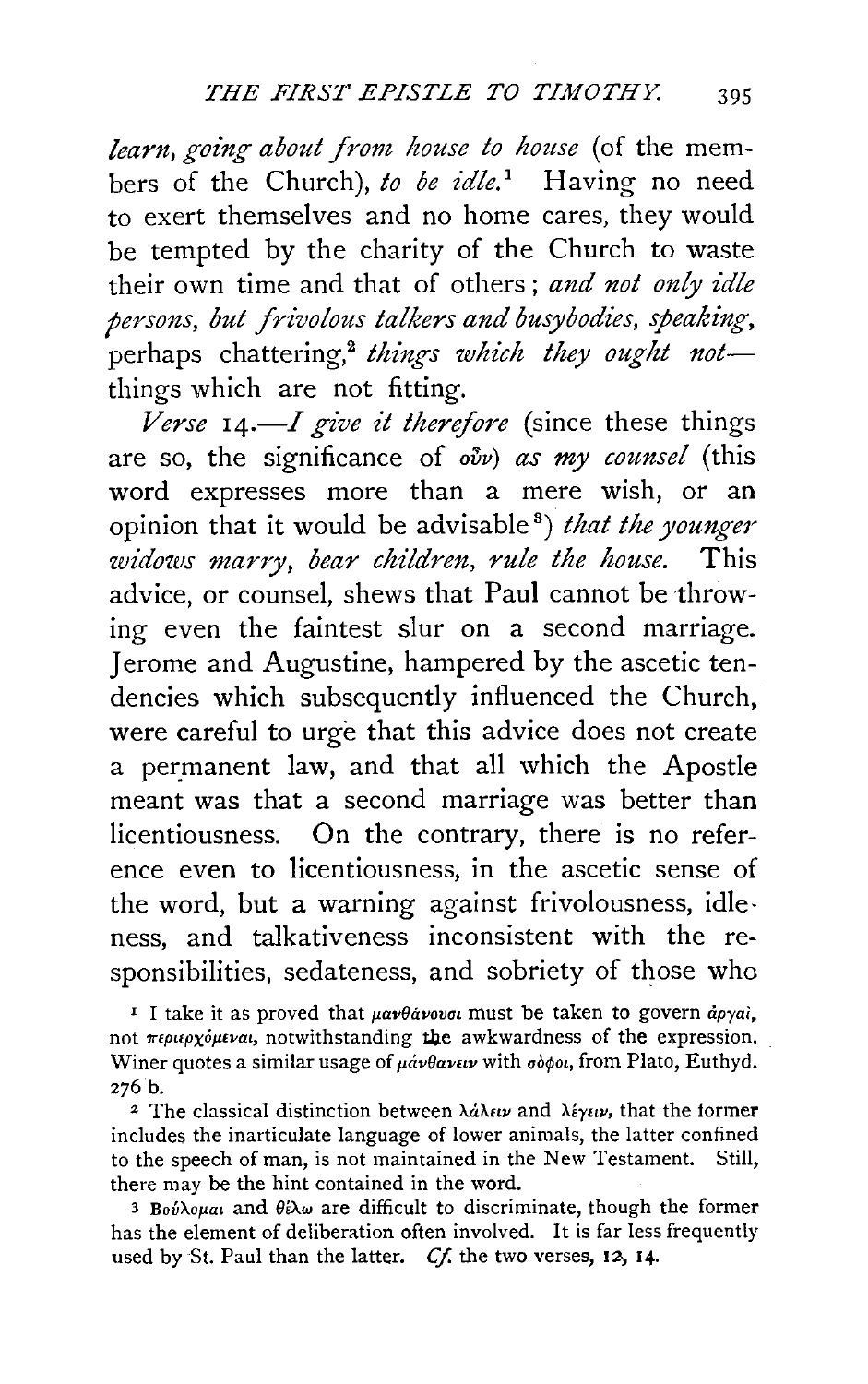*learn, going about from house to house* (of the members of the Church), *to be idle.*[1] Having no need to exert themselves and no home cares, they would be tempted by the charity of the Church to waste their own time and that of others; *and not only idle persons, but frivolous talkers and busybodies, speaking,* perhaps chattering,[2] *things which they ought not*—things which are not fitting.

*Verse* 14.—*I give it therefore* (since these things are so, the significance of οὖν) *as my counsel* (this word expresses more than a mere wish, or an opinion that it would be advisable[3]) *that the younger widows marry, bear children, rule the house.* This advice, or counsel, shews that Paul cannot be throwing even the faintest slur on a second marriage. Jerome and Augustine, hampered by the ascetic tendencies which subsequently influenced the Church, were careful to urge that this advice does not create a permanent law, and that all which the Apostle meant was that a second marriage was better than licentiousness. On the contrary, there is no reference even to licentiousness, in the ascetic sense of the word, but a warning against frivolousness, idleness, and talkativeness inconsistent with the responsibilities, sedateness, and sobriety of those who

[1] I take it as proved that μανθάνουσι must be taken to govern ἀργαί, not περιερχόμεναι, notwithstanding the awkwardness of the expression. Winer quotes a similar usage of μάνθανειν with σόφοι, from Plato, Euthyd. 276 b.

[2] The classical distinction between λάλειν and λέγειν, that the former includes the inarticulate language of lower animals, the latter confined to the speech of man, is not maintained in the New Testament. Still, there may be the hint contained in the word.

[3] Βούλομαι and θέλω are difficult to discriminate, though the former has the element of deliberation often involved. It is far less frequently used by St. Paul than the latter. *Cf.* the two verses, 12, 14.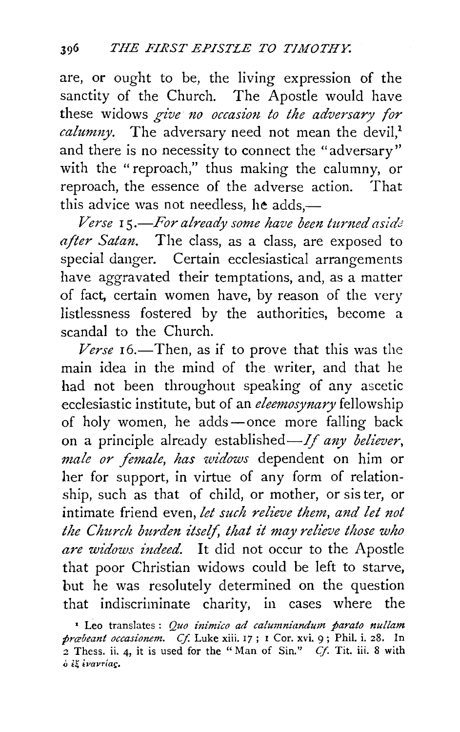are, or ought to be, the living expression of the sanctity of the Church. The Apostle would have these widows *give no occasion to the adversary for calumny.* The adversary need not mean the devil,[1] and there is no necessity to connect the "adversary" with the "reproach," thus making the calumny, or reproach, the essence of the adverse action. That this advice was not needless, he adds,—

*Verse* 15.—*For already some have been turned aside after Satan.* The class, as a class, are exposed to special danger. Certain ecclesiastical arrangements have aggravated their temptations, and, as a matter of fact, certain women have, by reason of the very listlessness fostered by the authorities, become a scandal to the Church.

*Verse* 16.—Then, as if to prove that this was the main idea in the mind of the writer, and that he had not been throughout speaking of any ascetic ecclesiastic institute, but of an *eleemosynary* fellowship of holy women, he adds—once more falling back on a principle already established—*If any believer, male or female, has widows* dependent on him or her for support, in virtue of any form of relationship, such as that of child, or mother, or sister, or intimate friend even, *let such relieve them, and let not the Church burden itself, that it may relieve those who are widows indeed.* It did not occur to the Apostle that poor Christian widows could be left to starve, but he was resolutely determined on the question that indiscriminate charity, in cases where the

[1] Leo translates: *Quo inimico ad calumniandum parato nullam præbeant occasionem. Cf.* Luke xiii. 17; 1 Cor. xvi. 9; Phil. i. 28. In 2 Thess. ii. 4, it is used for the "Man of Sin." *Cf.* Tit. iii. 8 with ὁ ἐξ ἐναντίας.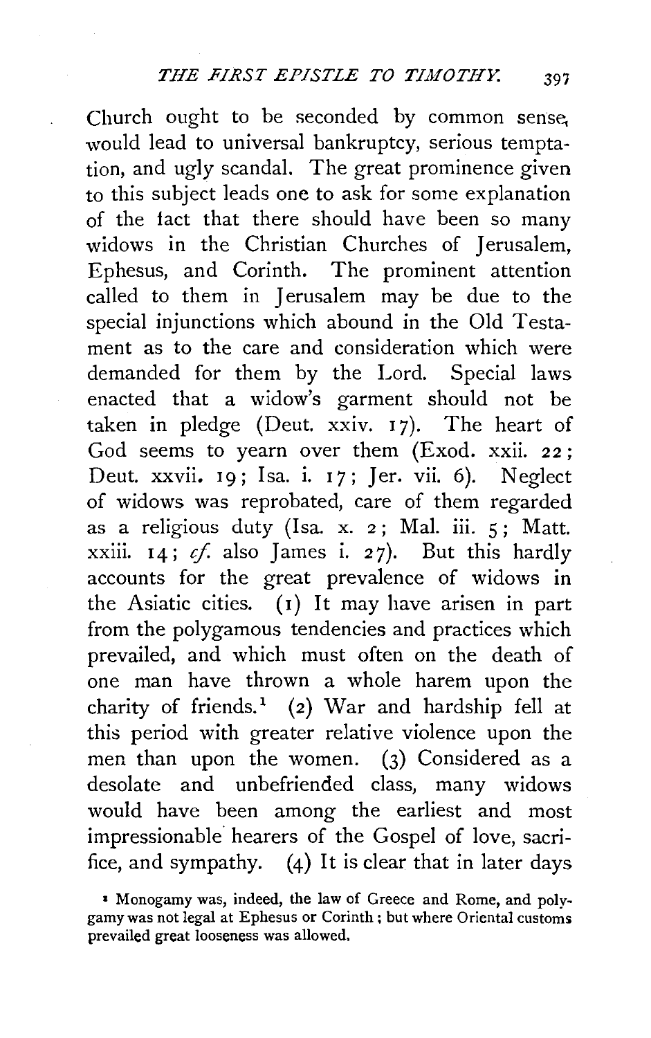Church ought to be seconded by common sense, would lead to universal bankruptcy, serious temptation, and ugly scandal. The great prominence given to this subject leads one to ask for some explanation of the fact that there should have been so many widows in the Christian Churches of Jerusalem, Ephesus, and Corinth. The prominent attention called to them in Jerusalem may be due to the special injunctions which abound in the Old Testament as to the care and consideration which were demanded for them by the Lord. Special laws enacted that a widow's garment should not be taken in pledge (Deut. xxiv. 17). The heart of God seems to yearn over them (Exod. xxii. 22; Deut. xxvii. 19; Isa. i. 17; Jer. vii. 6). Neglect of widows was reprobated, care of them regarded as a religious duty (Isa. x. 2; Mal. iii. 5; Matt. xxiii. 14; *cf.* also James i. 27). But this hardly accounts for the great prevalence of widows in the Asiatic cities. (1) It may have arisen in part from the polygamous tendencies and practices which prevailed, and which must often on the death of one man have thrown a whole harem upon the charity of friends.[1] (2) War and hardship fell at this period with greater relative violence upon the men than upon the women. (3) Considered as a desolate and unbefriended class, many widows would have been among the earliest and most impressionable hearers of the Gospel of love, sacrifice, and sympathy. (4) It is clear that in later days

[1] Monogamy was, indeed, the law of Greece and Rome, and polygamy was not legal at Ephesus or Corinth; but where Oriental customs prevailed great looseness was allowed.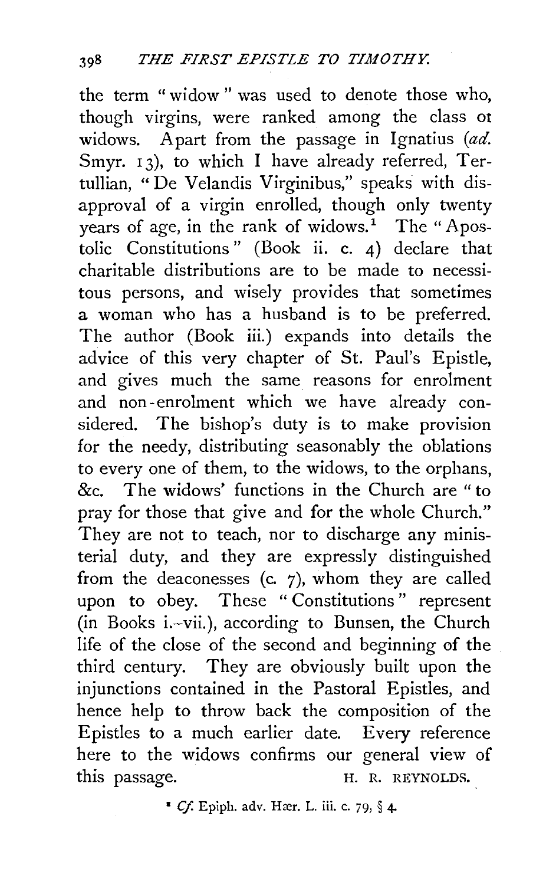the term "widow" was used to denote those who, though virgins, were ranked among the class of widows. Apart from the passage in Ignatius (*ad.* Smyr. 13), to which I have already referred, Tertullian, "De Velandis Virginibus," speaks with disapproval of a virgin enrolled, though only twenty years of age, in the rank of widows.[1] The "Apostolic Constitutions" (Book ii. c. 4) declare that charitable distributions are to be made to necessitous persons, and wisely provides that sometimes a woman who has a husband is to be preferred. The author (Book iii.) expands into details the advice of this very chapter of St. Paul's Epistle, and gives much the same reasons for enrolment and non-enrolment which we have already considered. The bishop's duty is to make provision for the needy, distributing seasonably the oblations to every one of them, to the widows, to the orphans, &c. The widows' functions in the Church are "to pray for those that give and for the whole Church." They are not to teach, nor to discharge any ministerial duty, and they are expressly distinguished from the deaconesses (c. 7), whom they are called upon to obey. These "Constitutions" represent (in Books i.–vii.), according to Bunsen, the Church life of the close of the second and beginning of the third century. They are obviously built upon the injunctions contained in the Pastoral Epistles, and hence help to throw back the composition of the Epistles to a much earlier date. Every reference here to the widows confirms our general view of this passage.

H. R. REYNOLDS.

[1] *Cf.* Epiph. adv. Hær. L. iii. c. 79, § 4.